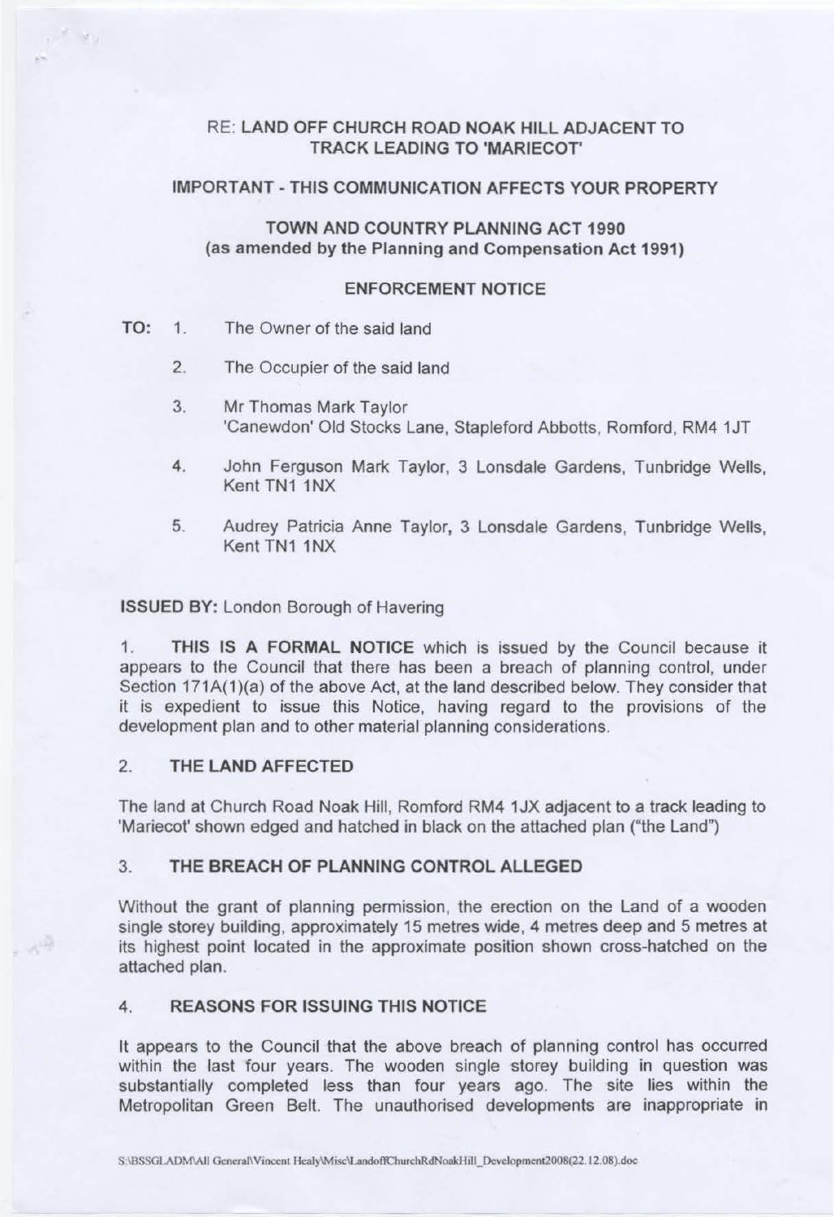RE: **LAND OFF CHURCH ROAD NOAK HILL ADJACENT TO TRACK LEADING TO 'MARIECOT'**

**IMPORTANT - THIS COMMUNICATION AFFECTS YOUR PROPERTY**

**TOWN AND COUNTRY PLANNING ACT 1990**
**(as amended by the Planning and Compensation Act 1991)**

**ENFORCEMENT NOTICE**

**TO:**

1. The Owner of the said land
2. The Occupier of the said land
3. Mr Thomas Mark Taylor
   'Canewdon' Old Stocks Lane, Stapleford Abbotts, Romford, RM4 1JT
4. John Ferguson Mark Taylor, 3 Lonsdale Gardens, Tunbridge Wells, Kent TN1 1NX
5. Audrey Patricia Anne Taylor, 3 Lonsdale Gardens, Tunbridge Wells, Kent TN1 1NX

**ISSUED BY:** London Borough of Havering

1. **THIS IS A FORMAL NOTICE** which is issued by the Council because it appears to the Council that there has been a breach of planning control, under Section 171A(1)(a) of the above Act, at the land described below. They consider that it is expedient to issue this Notice, having regard to the provisions of the development plan and to other material planning considerations.

## 2. THE LAND AFFECTED

The land at Church Road Noak Hill, Romford RM4 1JX adjacent to a track leading to 'Mariecot' shown edged and hatched in black on the attached plan ("the Land")

## 3. THE BREACH OF PLANNING CONTROL ALLEGED

Without the grant of planning permission, the erection on the Land of a wooden single storey building, approximately 15 metres wide, 4 metres deep and 5 metres at its highest point located in the approximate position shown cross-hatched on the attached plan.

## 4. REASONS FOR ISSUING THIS NOTICE

It appears to the Council that the above breach of planning control has occurred within the last four years. The wooden single storey building in question was substantially completed less than four years ago. The site lies within the Metropolitan Green Belt. The unauthorised developments are inappropriate in

S:\BSSGLADM\All General\Vincent Healy\Misc\LandoffChurchRdNoakHill_Development2008(22.12.08).doc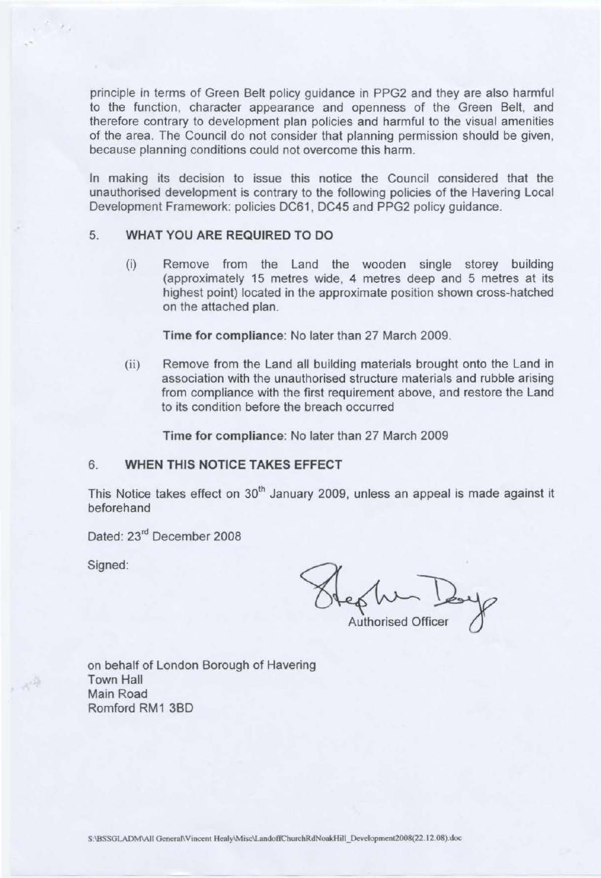principle in terms of Green Belt policy guidance in PPG2 and they are also harmful to the function, character appearance and openness of the Green Belt, and therefore contrary to development plan policies and harmful to the visual amenities of the area. The Council do not consider that planning permission should be given, because planning conditions could not overcome this harm.

In making its decision to issue this notice the Council considered that the unauthorised development is contrary to the following policies of the Havering Local Development Framework: policies DC61, DC45 and PPG2 policy guidance.

## 5. WHAT YOU ARE REQUIRED TO DO

(i) Remove from the Land the wooden single storey building (approximately 15 metres wide, 4 metres deep and 5 metres at its highest point) located in the approximate position shown cross-hatched on the attached plan.

**Time for compliance**: No later than 27 March 2009.

(ii) Remove from the Land all building materials brought onto the Land in association with the unauthorised structure materials and rubble arising from compliance with the first requirement above, and restore the Land to its condition before the breach occurred

**Time for compliance**: No later than 27 March 2009

## 6. WHEN THIS NOTICE TAKES EFFECT

This Notice takes effect on 30th January 2009, unless an appeal is made against it beforehand

Dated: 23rd December 2008

Signed:

Authorised Officer

on behalf of London Borough of Havering
Town Hall
Main Road
Romford RM1 3BD

S:\BSSGLADM\All General\Vincent Healy\Misc\LandoffChurchRdNoakHill_Development2008(22.12.08).doc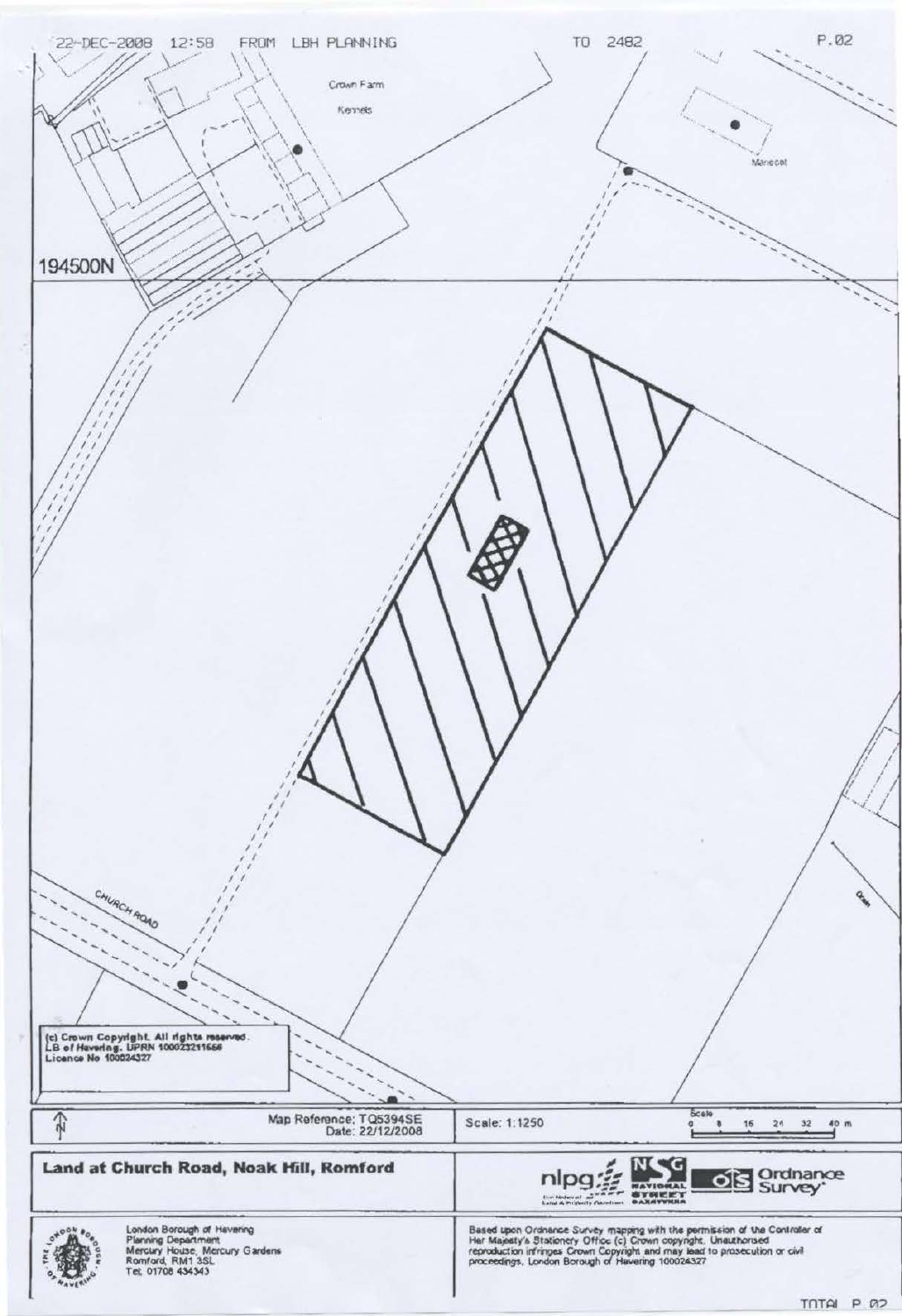Crown Farm

Kennels

Marecot

194500N

CHURCH ROAD

Drain

(c) Crown Copyright. All rights reserved.
LB of Havering. UPRN 100023211666
Licence No 100024327

Map Reference: TQ5394SE
Date: 22/12/2008

Scale: 1:1250

Scale 0 8 16 24 32 40 m

**Land at Church Road, Noak Hill, Romford**

London Borough of Havering
Planning Department
Mercury House, Mercury Gardens
Romford, RM1 3SL
Tel: 01708 434343

Based upon Ordnance Survey mapping with the permission of the Controller of Her Majesty's Stationery Office (c) Crown copyright. Unauthorised reproduction infringes Crown Copyright and may lead to prosecution or civil proceedings. London Borough of Havering 100024327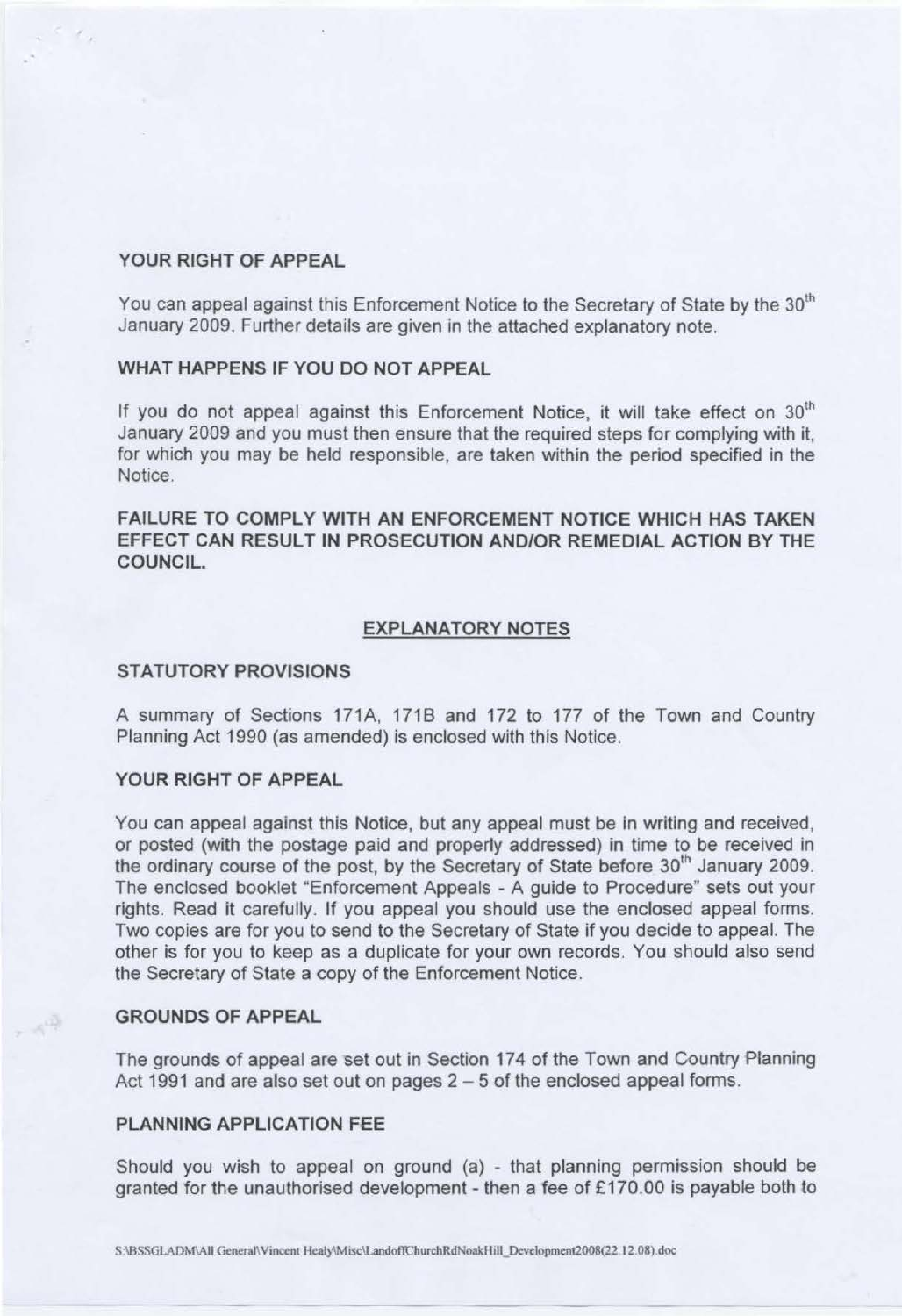## YOUR RIGHT OF APPEAL

You can appeal against this Enforcement Notice to the Secretary of State by the 30th January 2009. Further details are given in the attached explanatory note.

## WHAT HAPPENS IF YOU DO NOT APPEAL

If you do not appeal against this Enforcement Notice, it will take effect on 30th January 2009 and you must then ensure that the required steps for complying with it, for which you may be held responsible, are taken within the period specified in the Notice.

**FAILURE TO COMPLY WITH AN ENFORCEMENT NOTICE WHICH HAS TAKEN EFFECT CAN RESULT IN PROSECUTION AND/OR REMEDIAL ACTION BY THE COUNCIL.**

## EXPLANATORY NOTES

### STATUTORY PROVISIONS

A summary of Sections 171A, 171B and 172 to 177 of the Town and Country Planning Act 1990 (as amended) is enclosed with this Notice.

### YOUR RIGHT OF APPEAL

You can appeal against this Notice, but any appeal must be in writing and received, or posted (with the postage paid and properly addressed) in time to be received in the ordinary course of the post, by the Secretary of State before 30th January 2009. The enclosed booklet "Enforcement Appeals - A guide to Procedure" sets out your rights. Read it carefully. If you appeal you should use the enclosed appeal forms. Two copies are for you to send to the Secretary of State if you decide to appeal. The other is for you to keep as a duplicate for your own records. You should also send the Secretary of State a copy of the Enforcement Notice.

### GROUNDS OF APPEAL

The grounds of appeal are set out in Section 174 of the Town and Country Planning Act 1991 and are also set out on pages 2 – 5 of the enclosed appeal forms.

### PLANNING APPLICATION FEE

Should you wish to appeal on ground (a) - that planning permission should be granted for the unauthorised development - then a fee of £170.00 is payable both to

S:\BSSGLADM\All General\Vincent Healy\Misc\LandoffChurchRdNoakHill_Development2008(22.12.08).doc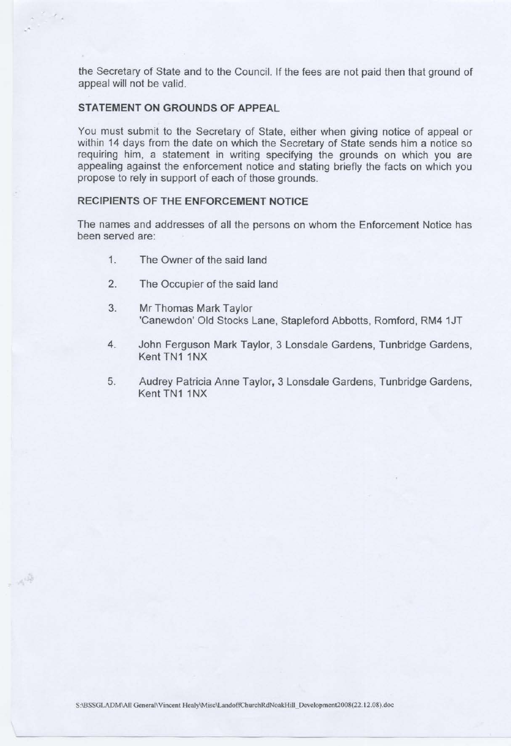the Secretary of State and to the Council. If the fees are not paid then that ground of appeal will not be valid.

### STATEMENT ON GROUNDS OF APPEAL

You must submit to the Secretary of State, either when giving notice of appeal or within 14 days from the date on which the Secretary of State sends him a notice so requiring him, a statement in writing specifying the grounds on which you are appealing against the enforcement notice and stating briefly the facts on which you propose to rely in support of each of those grounds.

### RECIPIENTS OF THE ENFORCEMENT NOTICE

The names and addresses of all the persons on whom the Enforcement Notice has been served are:

1. The Owner of the said land
2. The Occupier of the said land
3. Mr Thomas Mark Taylor
'Canewdon' Old Stocks Lane, Stapleford Abbotts, Romford, RM4 1JT
4. John Ferguson Mark Taylor, 3 Lonsdale Gardens, Tunbridge Gardens, Kent TN1 1NX
5. Audrey Patricia Anne Taylor, 3 Lonsdale Gardens, Tunbridge Gardens, Kent TN1 1NX